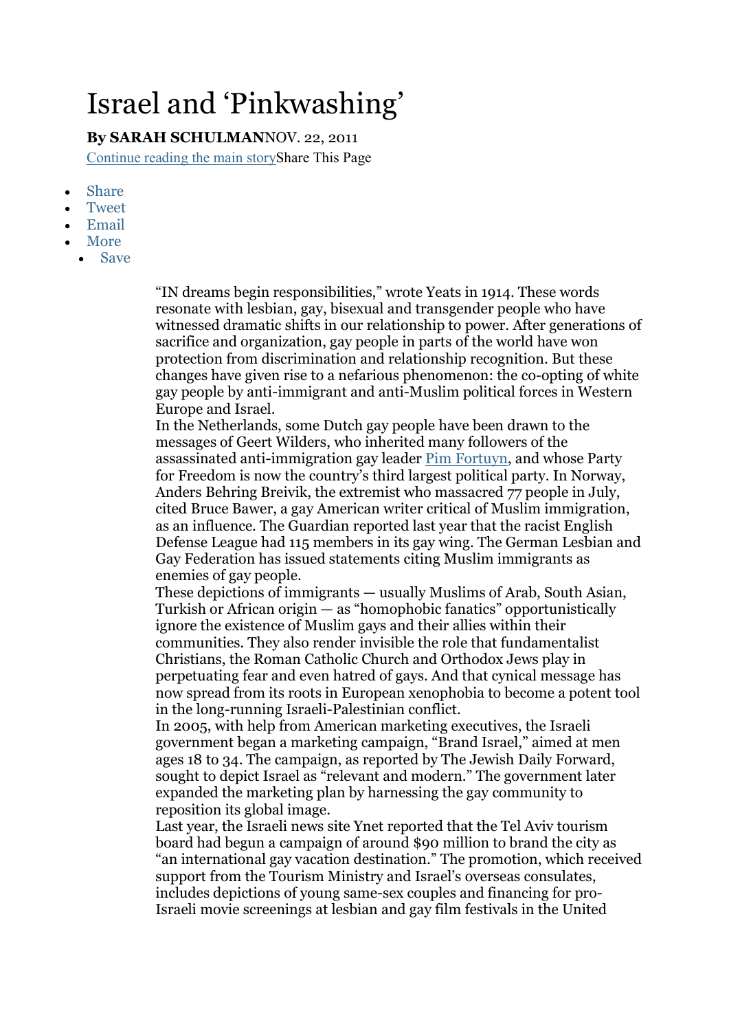# Israel and 'Pinkwashing'

**By SARAH SCHULMAN**NOV. 22, 2011

Continue reading the main storyShare This Page

- Share
- Tweet
- Email
- More
  - Save

"IN dreams begin responsibilities," wrote Yeats in 1914. These words resonate with lesbian, gay, bisexual and transgender people who have witnessed dramatic shifts in our relationship to power. After generations of sacrifice and organization, gay people in parts of the world have won protection from discrimination and relationship recognition. But these changes have given rise to a nefarious phenomenon: the co-opting of white gay people by anti-immigrant and anti-Muslim political forces in Western Europe and Israel.

In the Netherlands, some Dutch gay people have been drawn to the messages of Geert Wilders, who inherited many followers of the assassinated anti-immigration gay leader Pim Fortuyn, and whose Party for Freedom is now the country's third largest political party. In Norway, Anders Behring Breivik, the extremist who massacred 77 people in July, cited Bruce Bawer, a gay American writer critical of Muslim immigration, as an influence. The Guardian reported last year that the racist English Defense League had 115 members in its gay wing. The German Lesbian and Gay Federation has issued statements citing Muslim immigrants as enemies of gay people.

These depictions of immigrants — usually Muslims of Arab, South Asian, Turkish or African origin — as "homophobic fanatics" opportunistically ignore the existence of Muslim gays and their allies within their communities. They also render invisible the role that fundamentalist Christians, the Roman Catholic Church and Orthodox Jews play in perpetuating fear and even hatred of gays. And that cynical message has now spread from its roots in European xenophobia to become a potent tool in the long-running Israeli-Palestinian conflict.

In 2005, with help from American marketing executives, the Israeli government began a marketing campaign, "Brand Israel," aimed at men ages 18 to 34. The campaign, as reported by The Jewish Daily Forward, sought to depict Israel as "relevant and modern." The government later expanded the marketing plan by harnessing the gay community to reposition its global image.

Last year, the Israeli news site Ynet reported that the Tel Aviv tourism board had begun a campaign of around $90 million to brand the city as "an international gay vacation destination." The promotion, which received support from the Tourism Ministry and Israel's overseas consulates, includes depictions of young same-sex couples and financing for pro-Israeli movie screenings at lesbian and gay film festivals in the United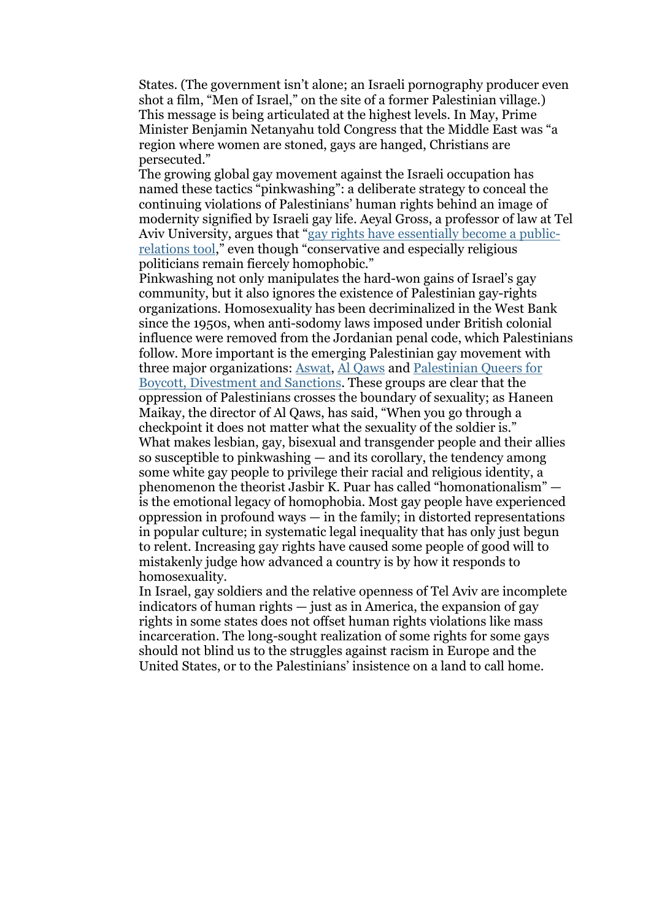States. (The government isn't alone; an Israeli pornography producer even shot a film, "Men of Israel," on the site of a former Palestinian village.) This message is being articulated at the highest levels. In May, Prime Minister Benjamin Netanyahu told Congress that the Middle East was "a region where women are stoned, gays are hanged, Christians are persecuted."

The growing global gay movement against the Israeli occupation has named these tactics "pinkwashing": a deliberate strategy to conceal the continuing violations of Palestinians' human rights behind an image of modernity signified by Israeli gay life. Aeyal Gross, a professor of law at Tel Aviv University, argues that "gay rights have essentially become a public-relations tool," even though "conservative and especially religious politicians remain fiercely homophobic."

Pinkwashing not only manipulates the hard-won gains of Israel's gay community, but it also ignores the existence of Palestinian gay-rights organizations. Homosexuality has been decriminalized in the West Bank since the 1950s, when anti-sodomy laws imposed under British colonial influence were removed from the Jordanian penal code, which Palestinians follow. More important is the emerging Palestinian gay movement with three major organizations: Aswat, Al Qaws and Palestinian Queers for Boycott, Divestment and Sanctions. These groups are clear that the oppression of Palestinians crosses the boundary of sexuality; as Haneen Maikay, the director of Al Qaws, has said, "When you go through a checkpoint it does not matter what the sexuality of the soldier is."

What makes lesbian, gay, bisexual and transgender people and their allies so susceptible to pinkwashing — and its corollary, the tendency among some white gay people to privilege their racial and religious identity, a phenomenon the theorist Jasbir K. Puar has called "homonationalism" — is the emotional legacy of homophobia. Most gay people have experienced oppression in profound ways — in the family; in distorted representations in popular culture; in systematic legal inequality that has only just begun to relent. Increasing gay rights have caused some people of good will to mistakenly judge how advanced a country is by how it responds to homosexuality.

In Israel, gay soldiers and the relative openness of Tel Aviv are incomplete indicators of human rights — just as in America, the expansion of gay rights in some states does not offset human rights violations like mass incarceration. The long-sought realization of some rights for some gays should not blind us to the struggles against racism in Europe and the United States, or to the Palestinians' insistence on a land to call home.